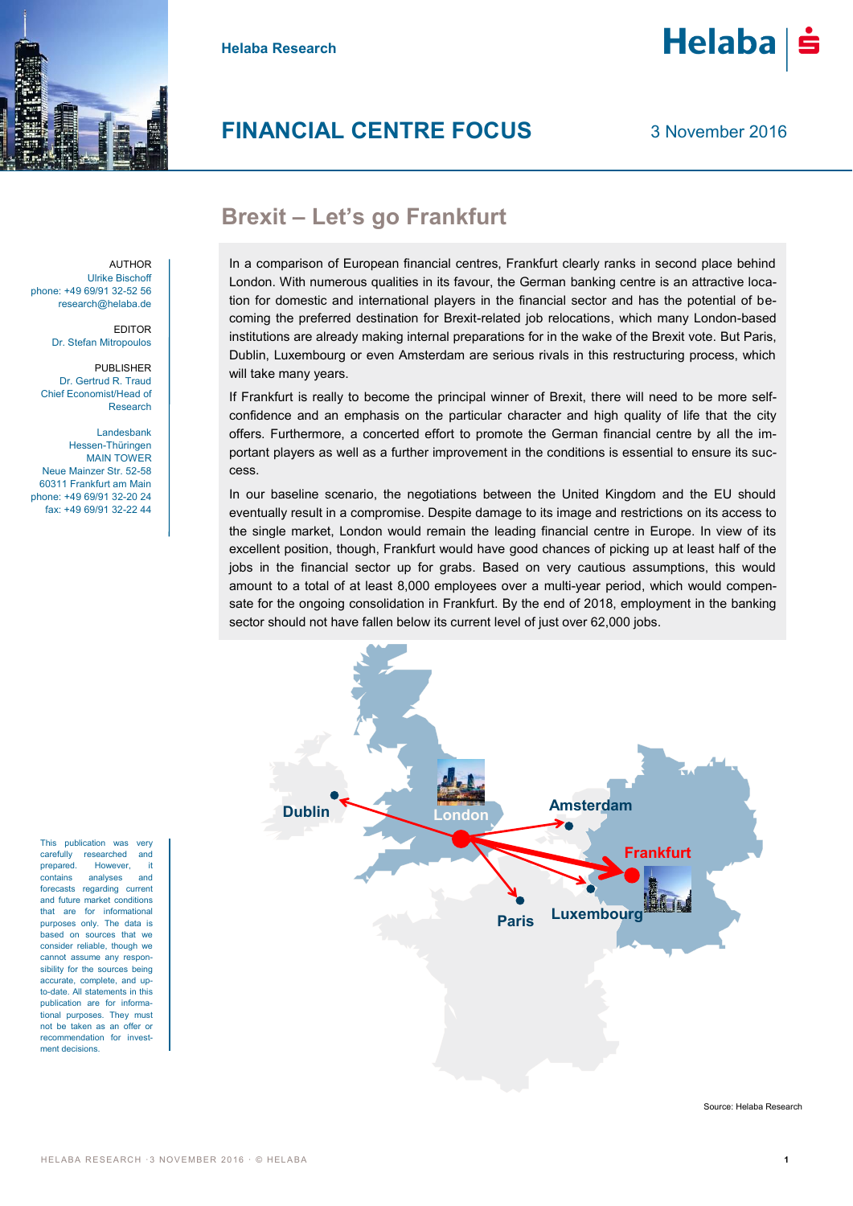Helaba Research

# FINANCIAL CENTRE FOCUS

3 November 2016

## Brexit – Let's go Frankfurt

AUTHOR
Ulrike Bischoff
phone: +49 69/91 32-52 56
research@helaba.de

EDITOR
Dr. Stefan Mitropoulos

PUBLISHER
Dr. Gertrud R. Traud
Chief Economist/Head of Research

Landesbank Hessen-Thüringen
MAIN TOWER
Neue Mainzer Str. 52-58
60311 Frankfurt am Main
phone: +49 69/91 32-20 24
fax: +49 69/91 32-22 44

In a comparison of European financial centres, Frankfurt clearly ranks in second place behind London. With numerous qualities in its favour, the German banking centre is an attractive location for domestic and international players in the financial sector and has the potential of becoming the preferred destination for Brexit-related job relocations, which many London-based institutions are already making internal preparations for in the wake of the Brexit vote. But Paris, Dublin, Luxembourg or even Amsterdam are serious rivals in this restructuring process, which will take many years.

If Frankfurt is really to become the principal winner of Brexit, there will need to be more self-confidence and an emphasis on the particular character and high quality of life that the city offers. Furthermore, a concerted effort to promote the German financial centre by all the important players as well as a further improvement in the conditions is essential to ensure its success.

In our baseline scenario, the negotiations between the United Kingdom and the EU should eventually result in a compromise. Despite damage to its image and restrictions on its access to the single market, London would remain the leading financial centre in Europe. In view of its excellent position, though, Frankfurt would have good chances of picking up at least half of the jobs in the financial sector up for grabs. Based on very cautious assumptions, this would amount to a total of at least 8,000 employees over a multi-year period, which would compensate for the ongoing consolidation in Frankfurt. By the end of 2018, employment in the banking sector should not have fallen below its current level of just over 62,000 jobs.

Dublin, London, Amsterdam, Frankfurt, Paris, Luxembourg

Source: Helaba Research

This publication was very carefully researched and prepared. However, it contains analyses and forecasts regarding current and future market conditions that are for informational purposes only. The data is based on sources that we consider reliable, though we cannot assume any responsibility for the sources being accurate, complete, and up-to-date. All statements in this publication are for informational purposes. They must not be taken as an offer or recommendation for investment decisions.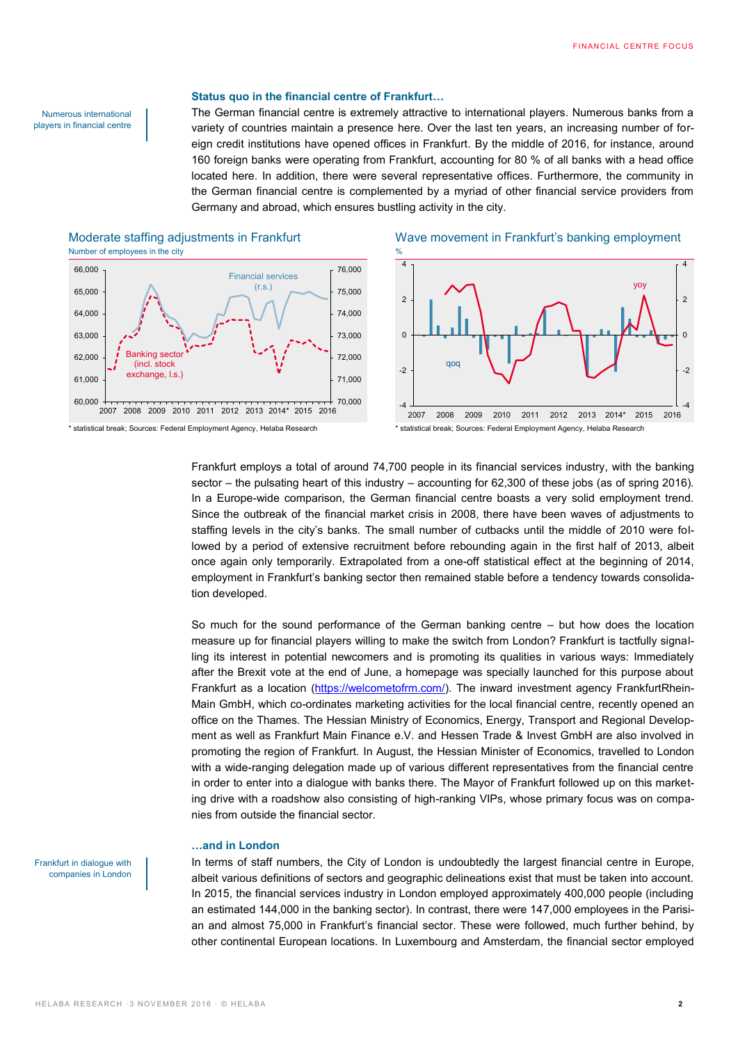Numerous international players in financial centre

### Status quo in the financial centre of Frankfurt…

The German financial centre is extremely attractive to international players. Numerous banks from a variety of countries maintain a presence here. Over the last ten years, an increasing number of foreign credit institutions have opened offices in Frankfurt. By the middle of 2016, for instance, around 160 foreign banks were operating from Frankfurt, accounting for 80 % of all banks with a head office located here. In addition, there were several representative offices. Furthermore, the community in the German financial centre is complemented by a myriad of other financial service providers from Germany and abroad, which ensures bustling activity in the city.

**Moderate staffing adjustments in Frankfurt**

Number of employees in the city

* statistical break; Sources: Federal Employment Agency, Helaba Research

**Wave movement in Frankfurt's banking employment**

%

* statistical break; Sources: Federal Employment Agency, Helaba Research

Frankfurt employs a total of around 74,700 people in its financial services industry, with the banking sector – the pulsating heart of this industry – accounting for 62,300 of these jobs (as of spring 2016). In a Europe-wide comparison, the German financial centre boasts a very solid employment trend. Since the outbreak of the financial market crisis in 2008, there have been waves of adjustments to staffing levels in the city's banks. The small number of cutbacks until the middle of 2010 were followed by a period of extensive recruitment before rebounding again in the first half of 2013, albeit once again only temporarily. Extrapolated from a one-off statistical effect at the beginning of 2014, employment in Frankfurt's banking sector then remained stable before a tendency towards consolidation developed.

So much for the sound performance of the German banking centre – but how does the location measure up for financial players willing to make the switch from London? Frankfurt is tactfully signalling its interest in potential newcomers and is promoting its qualities in various ways: Immediately after the Brexit vote at the end of June, a homepage was specially launched for this purpose about Frankfurt as a location (https://welcometofrm.com/). The inward investment agency FrankfurtRheinMain GmbH, which co-ordinates marketing activities for the local financial centre, recently opened an office on the Thames. The Hessian Ministry of Economics, Energy, Transport and Regional Development as well as Frankfurt Main Finance e.V. and Hessen Trade & Invest GmbH are also involved in promoting the region of Frankfurt. In August, the Hessian Minister of Economics, travelled to London with a wide-ranging delegation made up of various different representatives from the financial centre in order to enter into a dialogue with banks there. The Mayor of Frankfurt followed up on this marketing drive with a roadshow also consisting of high-ranking VIPs, whose primary focus was on companies from outside the financial sector.

Frankfurt in dialogue with companies in London

### …and in London

In terms of staff numbers, the City of London is undoubtedly the largest financial centre in Europe, albeit various definitions of sectors and geographic delineations exist that must be taken into account. In 2015, the financial services industry in London employed approximately 400,000 people (including an estimated 144,000 in the banking sector). In contrast, there were 147,000 employees in the Parisian and almost 75,000 in Frankfurt's financial sector. These were followed, much further behind, by other continental European locations. In Luxembourg and Amsterdam, the financial sector employed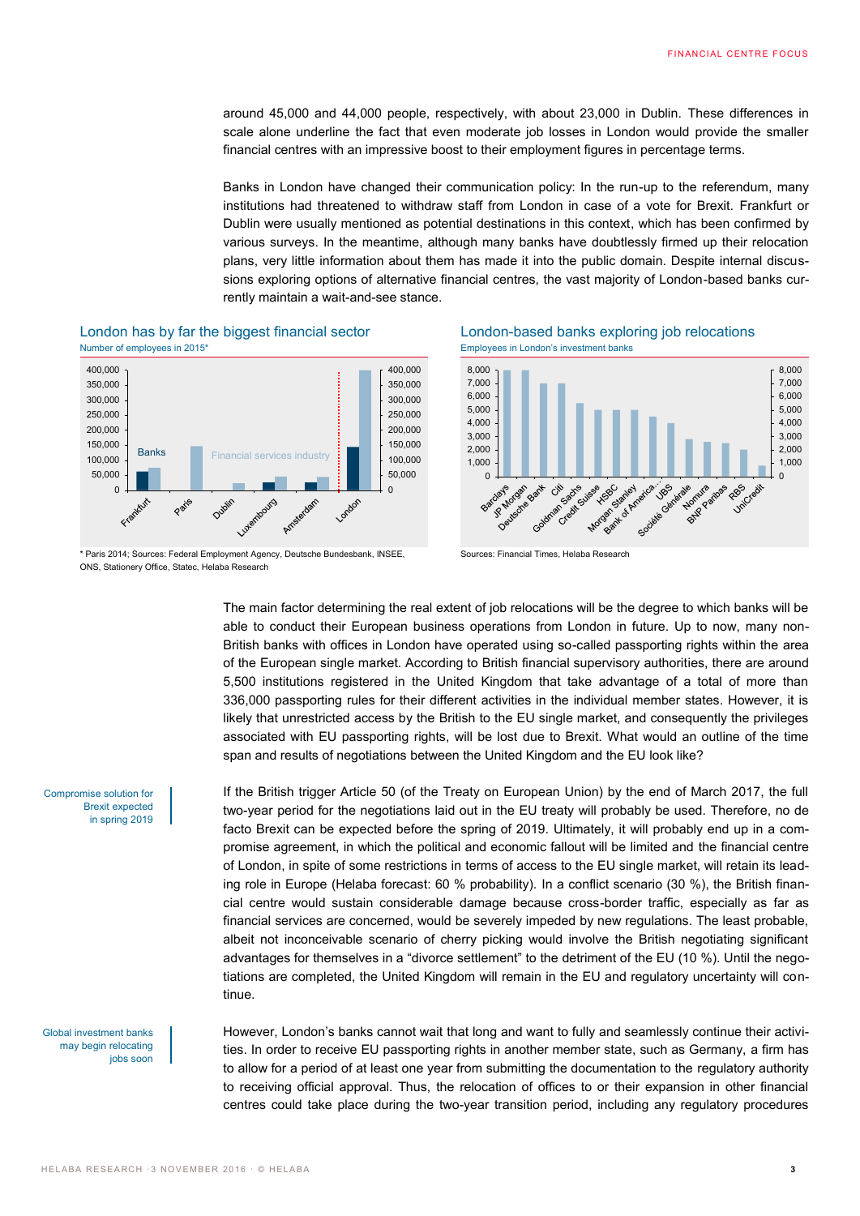around 45,000 and 44,000 people, respectively, with about 23,000 in Dublin. These differences in scale alone underline the fact that even moderate job losses in London would provide the smaller financial centres with an impressive boost to their employment figures in percentage terms.

Banks in London have changed their communication policy: In the run-up to the referendum, many institutions had threatened to withdraw staff from London in case of a vote for Brexit. Frankfurt or Dublin were usually mentioned as potential destinations in this context, which has been confirmed by various surveys. In the meantime, although many banks have doubtlessly firmed up their relocation plans, very little information about them has made it into the public domain. Despite internal discussions exploring options of alternative financial centres, the vast majority of London-based banks currently maintain a wait-and-see stance.

**London has by far the biggest financial sector**

Number of employees in 2015*

\* Paris 2014; Sources: Federal Employment Agency, Deutsche Bundesbank, INSEE, ONS, Stationery Office, Statec, Helaba Research

**London-based banks exploring job relocations**

Employees in London's investment banks

Sources: Financial Times, Helaba Research

The main factor determining the real extent of job relocations will be the degree to which banks will be able to conduct their European business operations from London in future. Up to now, many non-British banks with offices in London have operated using so-called passporting rights within the area of the European single market. According to British financial supervisory authorities, there are around 5,500 institutions registered in the United Kingdom that take advantage of a total of more than 336,000 passporting rules for their different activities in the individual member states. However, it is likely that unrestricted access by the British to the EU single market, and consequently the privileges associated with EU passporting rights, will be lost due to Brexit. What would an outline of the time span and results of negotiations between the United Kingdom and the EU look like?

*Compromise solution for Brexit expected in spring 2019*

If the British trigger Article 50 (of the Treaty on European Union) by the end of March 2017, the full two-year period for the negotiations laid out in the EU treaty will probably be used. Therefore, no de facto Brexit can be expected before the spring of 2019. Ultimately, it will probably end up in a compromise agreement, in which the political and economic fallout will be limited and the financial centre of London, in spite of some restrictions in terms of access to the EU single market, will retain its leading role in Europe (Helaba forecast: 60 % probability). In a conflict scenario (30 %), the British financial centre would sustain considerable damage because cross-border traffic, especially as far as financial services are concerned, would be severely impeded by new regulations. The least probable, albeit not inconceivable scenario of cherry picking would involve the British negotiating significant advantages for themselves in a "divorce settlement" to the detriment of the EU (10 %). Until the negotiations are completed, the United Kingdom will remain in the EU and regulatory uncertainty will continue.

*Global investment banks may begin relocating jobs soon*

However, London's banks cannot wait that long and want to fully and seamlessly continue their activities. In order to receive EU passporting rights in another member state, such as Germany, a firm has to allow for a period of at least one year from submitting the documentation to the regulatory authority to receiving official approval. Thus, the relocation of offices to or their expansion in other financial centres could take place during the two-year transition period, including any regulatory procedures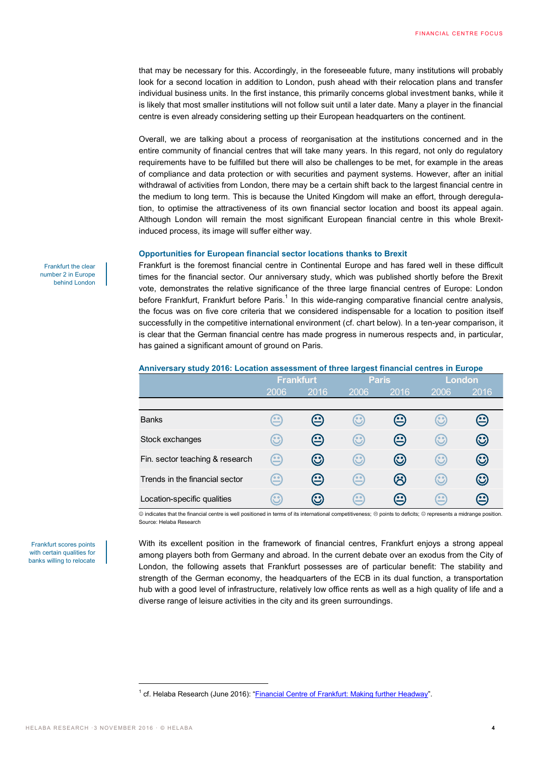that may be necessary for this. Accordingly, in the foreseeable future, many institutions will probably look for a second location in addition to London, push ahead with their relocation plans and transfer individual business units. In the first instance, this primarily concerns global investment banks, while it is likely that most smaller institutions will not follow suit until a later date. Many a player in the financial centre is even already considering setting up their European headquarters on the continent.

Overall, we are talking about a process of reorganisation at the institutions concerned and in the entire community of financial centres that will take many years. In this regard, not only do regulatory requirements have to be fulfilled but there will also be challenges to be met, for example in the areas of compliance and data protection or with securities and payment systems. However, after an initial withdrawal of activities from London, there may be a certain shift back to the largest financial centre in the medium to long term. This is because the United Kingdom will make an effort, through deregulation, to optimise the attractiveness of its own financial sector location and boost its appeal again. Although London will remain the most significant European financial centre in this whole Brexit-induced process, its image will suffer either way.

### Opportunities for European financial sector locations thanks to Brexit

Frankfurt the clear number 2 in Europe behind London

Frankfurt is the foremost financial centre in Continental Europe and has fared well in these difficult times for the financial sector. Our anniversary study, which was published shortly before the Brexit vote, demonstrates the relative significance of the three large financial centres of Europe: London before Frankfurt, Frankfurt before Paris.[1] In this wide-ranging comparative financial centre analysis, the focus was on five core criteria that we considered indispensable for a location to position itself successfully in the competitive international environment (cf. chart below). In a ten-year comparison, it is clear that the German financial centre has made progress in numerous respects and, in particular, has gained a significant amount of ground on Paris.

**Anniversary study 2016: Location assessment of three largest financial centres in Europe**

| | Frankfurt | | Paris | | London | |
|---|---|---|---|---|---|---|
| | 2006 | 2016 | 2006 | 2016 | 2006 | 2016 |
| Banks | 😐 | 😐 | ☺ | 😐 | ☺ | 😐 |
| Stock exchanges | ☺ | 😐 | ☺ | 😐 | ☺ | ☺ |
| Fin. sector teaching & research | 😐 | ☺ | ☺ | ☺ | ☺ | ☺ |
| Trends in the financial sector | 😐 | 😐 | 😐 | ☹ | ☺ | ☺ |
| Location-specific qualities | ☺ | ☺ | 😐 | 😐 | 😐 | 😐 |

☺ indicates that the financial centre is well positioned in terms of its international competitiveness; ☹ points to deficits; 😐 represents a midrange position.
Source: Helaba Research

Frankfurt scores points with certain qualities for banks willing to relocate

With its excellent position in the framework of financial centres, Frankfurt enjoys a strong appeal among players both from Germany and abroad. In the current debate over an exodus from the City of London, the following assets that Frankfurt possesses are of particular benefit: The stability and strength of the German economy, the headquarters of the ECB in its dual function, a transportation hub with a good level of infrastructure, relatively low office rents as well as a high quality of life and a diverse range of leisure activities in the city and its green surroundings.

[1] cf. Helaba Research (June 2016): "Financial Centre of Frankfurt: Making further Headway".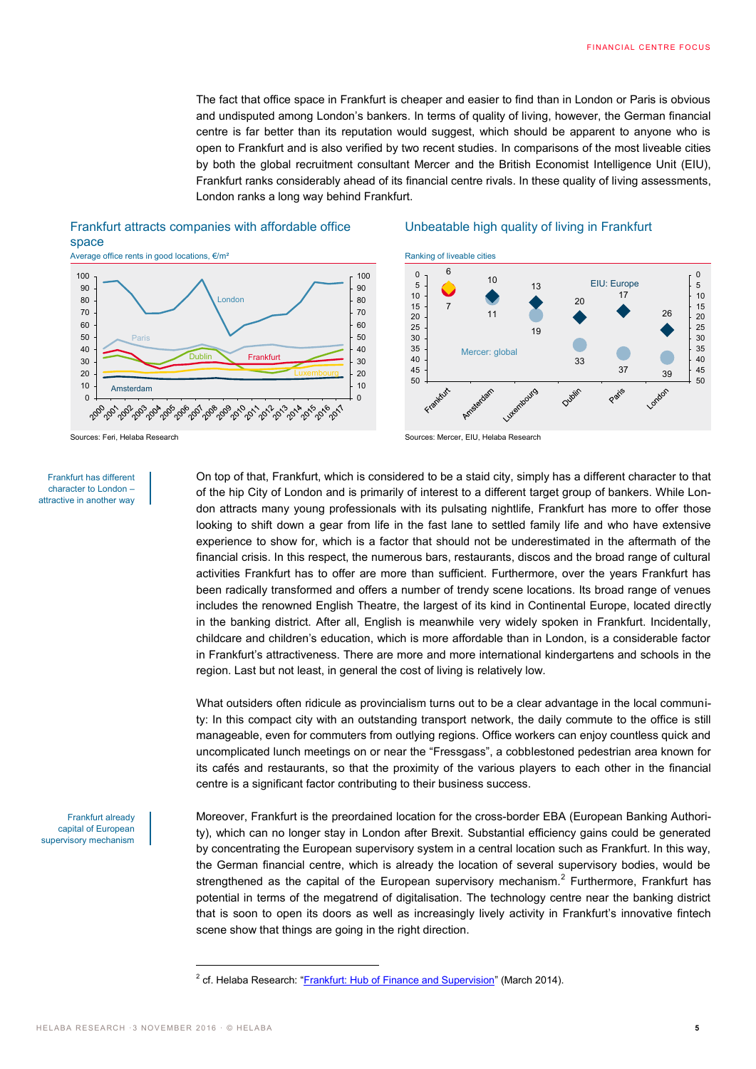The fact that office space in Frankfurt is cheaper and easier to find than in London or Paris is obvious and undisputed among London's bankers. In terms of quality of living, however, the German financial centre is far better than its reputation would suggest, which should be apparent to anyone who is open to Frankfurt and is also verified by two recent studies. In comparisons of the most liveable cities by both the global recruitment consultant Mercer and the British Economist Intelligence Unit (EIU), Frankfurt ranks considerably ahead of its financial centre rivals. In these quality of living assessments, London ranks a long way behind Frankfurt.

### Frankfurt attracts companies with affordable office space

Average office rents in good locations, €/m²

Sources: Feri, Helaba Research

### Unbeatable high quality of living in Frankfurt

Ranking of liveable cities

| | Frankfurt | Amsterdam | Luxembourg | Dublin | Paris | London |
|---|---|---|---|---|---|---|
| EIU: Europe | 6 | 10 | 13 | 20 | 17 | 26 |
| Mercer: global | 7 | 11 | 19 | 33 | 37 | 39 |

Sources: Mercer, EIU, Helaba Research

*Frankfurt has different character to London – attractive in another way*

On top of that, Frankfurt, which is considered to be a staid city, simply has a different character to that of the hip City of London and is primarily of interest to a different target group of bankers. While London attracts many young professionals with its pulsating nightlife, Frankfurt has more to offer those looking to shift down a gear from life in the fast lane to settled family life and who have extensive experience to show for, which is a factor that should not be underestimated in the aftermath of the financial crisis. In this respect, the numerous bars, restaurants, discos and the broad range of cultural activities Frankfurt has to offer are more than sufficient. Furthermore, over the years Frankfurt has been radically transformed and offers a number of trendy scene locations. Its broad range of venues includes the renowned English Theatre, the largest of its kind in Continental Europe, located directly in the banking district. After all, English is meanwhile very widely spoken in Frankfurt. Incidentally, childcare and children's education, which is more affordable than in London, is a considerable factor in Frankfurt's attractiveness. There are more and more international kindergartens and schools in the region. Last but not least, in general the cost of living is relatively low.

What outsiders often ridicule as provincialism turns out to be a clear advantage in the local community: In this compact city with an outstanding transport network, the daily commute to the office is still manageable, even for commuters from outlying regions. Office workers can enjoy countless quick and uncomplicated lunch meetings on or near the "Fressgass", a cobblestoned pedestrian area known for its cafés and restaurants, so that the proximity of the various players to each other in the financial centre is a significant factor contributing to their business success.

*Frankfurt already capital of European supervisory mechanism*

Moreover, Frankfurt is the preordained location for the cross-border EBA (European Banking Authority), which can no longer stay in London after Brexit. Substantial efficiency gains could be generated by concentrating the European supervisory system in a central location such as Frankfurt. In this way, the German financial centre, which is already the location of several supervisory bodies, would be strengthened as the capital of the European supervisory mechanism.[2] Furthermore, Frankfurt has potential in terms of the megatrend of digitalisation. The technology centre near the banking district that is soon to open its doors as well as increasingly lively activity in Frankfurt's innovative fintech scene show that things are going in the right direction.

---

[2] cf. Helaba Research: "Frankfurt: Hub of Finance and Supervision" (March 2014).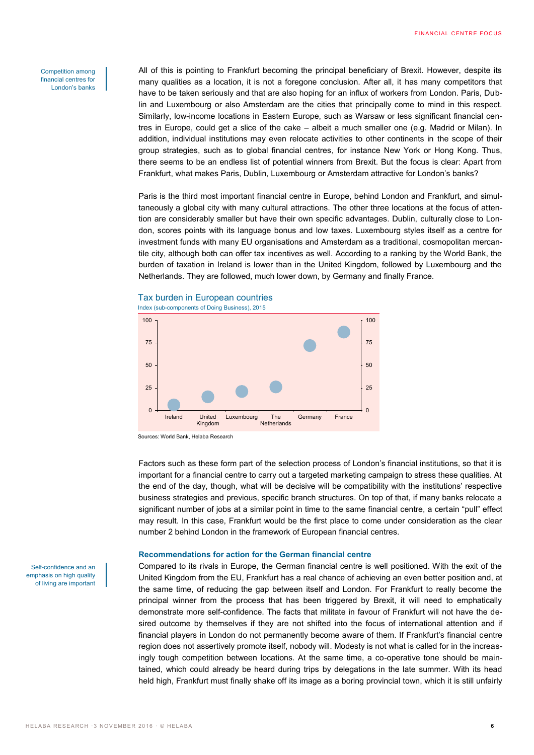Competition among financial centres for London's banks

All of this is pointing to Frankfurt becoming the principal beneficiary of Brexit. However, despite its many qualities as a location, it is not a foregone conclusion. After all, it has many competitors that have to be taken seriously and that are also hoping for an influx of workers from London. Paris, Dublin and Luxembourg or also Amsterdam are the cities that principally come to mind in this respect. Similarly, low-income locations in Eastern Europe, such as Warsaw or less significant financial centres in Europe, could get a slice of the cake – albeit a much smaller one (e.g. Madrid or Milan). In addition, individual institutions may even relocate activities to other continents in the scope of their group strategies, such as to global financial centres, for instance New York or Hong Kong. Thus, there seems to be an endless list of potential winners from Brexit. But the focus is clear: Apart from Frankfurt, what makes Paris, Dublin, Luxembourg or Amsterdam attractive for London's banks?

Paris is the third most important financial centre in Europe, behind London and Frankfurt, and simultaneously a global city with many cultural attractions. The other three locations at the focus of attention are considerably smaller but have their own specific advantages. Dublin, culturally close to London, scores points with its language bonus and low taxes. Luxembourg styles itself as a centre for investment funds with many EU organisations and Amsterdam as a traditional, cosmopolitan mercantile city, although both can offer tax incentives as well. According to a ranking by the World Bank, the burden of taxation in Ireland is lower than in the United Kingdom, followed by Luxembourg and the Netherlands. They are followed, much lower down, by Germany and finally France.

**Tax burden in European countries**

Index (sub-components of Doing Business), 2015

| Country | Index (approx.) |
|---|---|
| Ireland | 6 |
| United Kingdom | 15 |
| Luxembourg | 21 |
| The Netherlands | 26 |
| Germany | 72 |
| France | 87 |

Sources: World Bank, Helaba Research

Factors such as these form part of the selection process of London's financial institutions, so that it is important for a financial centre to carry out a targeted marketing campaign to stress these qualities. At the end of the day, though, what will be decisive will be compatibility with the institutions' respective business strategies and previous, specific branch structures. On top of that, if many banks relocate a significant number of jobs at a similar point in time to the same financial centre, a certain "pull" effect may result. In this case, Frankfurt would be the first place to come under consideration as the clear number 2 behind London in the framework of European financial centres.

## Recommendations for action for the German financial centre

Self-confidence and an emphasis on high quality of living are important

Compared to its rivals in Europe, the German financial centre is well positioned. With the exit of the United Kingdom from the EU, Frankfurt has a real chance of achieving an even better position and, at the same time, of reducing the gap between itself and London. For Frankfurt to really become the principal winner from the process that has been triggered by Brexit, it will need to emphatically demonstrate more self-confidence. The facts that militate in favour of Frankfurt will not have the desired outcome by themselves if they are not shifted into the focus of international attention and if financial players in London do not permanently become aware of them. If Frankfurt's financial centre region does not assertively promote itself, nobody will. Modesty is not what is called for in the increasingly tough competition between locations. At the same time, a co-operative tone should be maintained, which could already be heard during trips by delegations in the late summer. With its head held high, Frankfurt must finally shake off its image as a boring provincial town, which it is still unfairly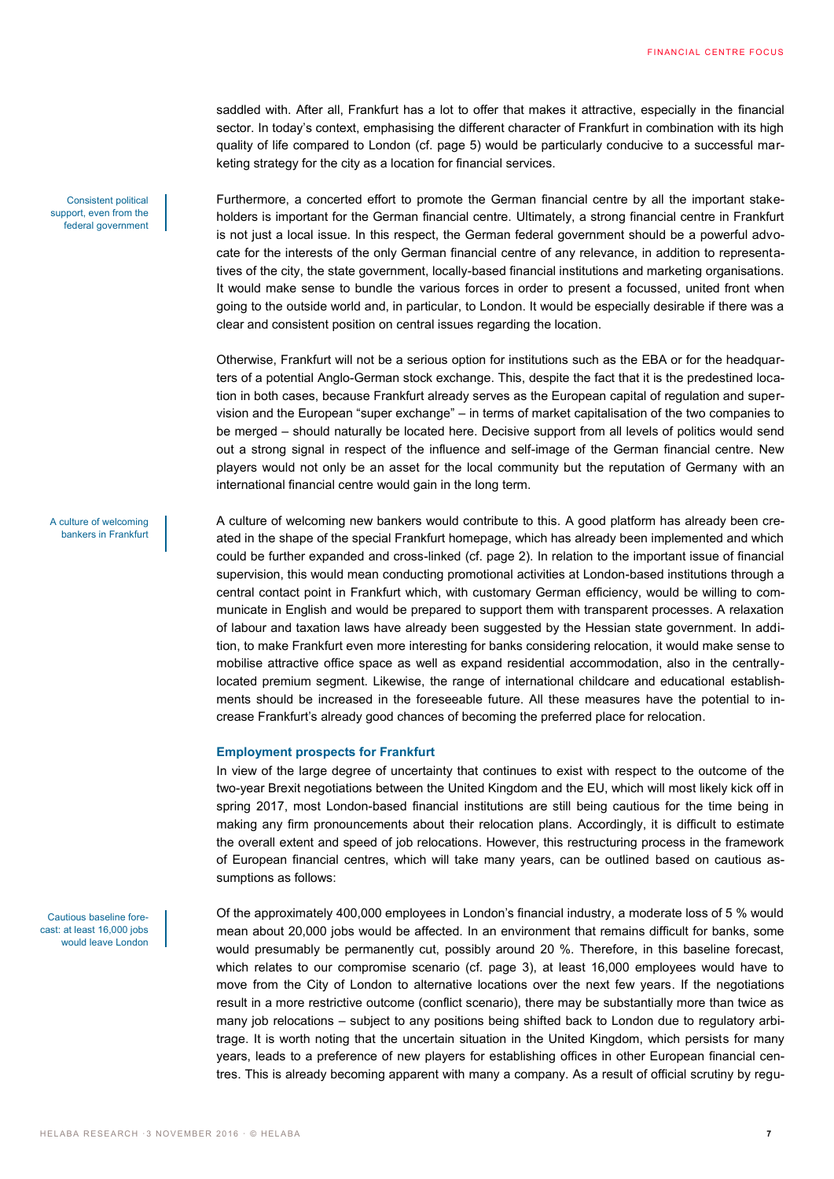saddled with. After all, Frankfurt has a lot to offer that makes it attractive, especially in the financial sector. In today's context, emphasising the different character of Frankfurt in combination with its high quality of life compared to London (cf. page 5) would be particularly conducive to a successful marketing strategy for the city as a location for financial services.

Consistent political support, even from the federal government

Furthermore, a concerted effort to promote the German financial centre by all the important stakeholders is important for the German financial centre. Ultimately, a strong financial centre in Frankfurt is not just a local issue. In this respect, the German federal government should be a powerful advocate for the interests of the only German financial centre of any relevance, in addition to representatives of the city, the state government, locally-based financial institutions and marketing organisations. It would make sense to bundle the various forces in order to present a focussed, united front when going to the outside world and, in particular, to London. It would be especially desirable if there was a clear and consistent position on central issues regarding the location.

Otherwise, Frankfurt will not be a serious option for institutions such as the EBA or for the headquarters of a potential Anglo-German stock exchange. This, despite the fact that it is the predestined location in both cases, because Frankfurt already serves as the European capital of regulation and supervision and the European "super exchange" – in terms of market capitalisation of the two companies to be merged – should naturally be located here. Decisive support from all levels of politics would send out a strong signal in respect of the influence and self-image of the German financial centre. New players would not only be an asset for the local community but the reputation of Germany with an international financial centre would gain in the long term.

A culture of welcoming bankers in Frankfurt

A culture of welcoming new bankers would contribute to this. A good platform has already been created in the shape of the special Frankfurt homepage, which has already been implemented and which could be further expanded and cross-linked (cf. page 2). In relation to the important issue of financial supervision, this would mean conducting promotional activities at London-based institutions through a central contact point in Frankfurt which, with customary German efficiency, would be willing to communicate in English and would be prepared to support them with transparent processes. A relaxation of labour and taxation laws have already been suggested by the Hessian state government. In addition, to make Frankfurt even more interesting for banks considering relocation, it would make sense to mobilise attractive office space as well as expand residential accommodation, also in the centrally-located premium segment. Likewise, the range of international childcare and educational establishments should be increased in the foreseeable future. All these measures have the potential to increase Frankfurt's already good chances of becoming the preferred place for relocation.

### Employment prospects for Frankfurt

In view of the large degree of uncertainty that continues to exist with respect to the outcome of the two-year Brexit negotiations between the United Kingdom and the EU, which will most likely kick off in spring 2017, most London-based financial institutions are still being cautious for the time being in making any firm pronouncements about their relocation plans. Accordingly, it is difficult to estimate the overall extent and speed of job relocations. However, this restructuring process in the framework of European financial centres, which will take many years, can be outlined based on cautious assumptions as follows:

Cautious baseline forecast: at least 16,000 jobs would leave London

Of the approximately 400,000 employees in London's financial industry, a moderate loss of 5 % would mean about 20,000 jobs would be affected. In an environment that remains difficult for banks, some would presumably be permanently cut, possibly around 20 %. Therefore, in this baseline forecast, which relates to our compromise scenario (cf. page 3), at least 16,000 employees would have to move from the City of London to alternative locations over the next few years. If the negotiations result in a more restrictive outcome (conflict scenario), there may be substantially more than twice as many job relocations – subject to any positions being shifted back to London due to regulatory arbitrage. It is worth noting that the uncertain situation in the United Kingdom, which persists for many years, leads to a preference of new players for establishing offices in other European financial centres. This is already becoming apparent with many a company. As a result of official scrutiny by regu-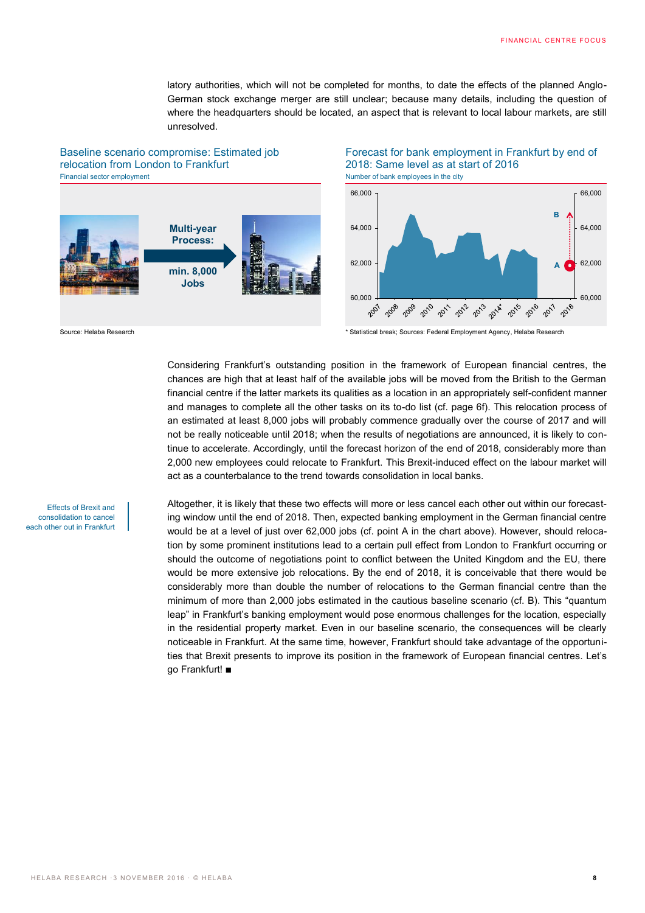latory authorities, which will not be completed for months, to date the effects of the planned Anglo-German stock exchange merger are still unclear; because many details, including the question of where the headquarters should be located, an aspect that is relevant to local labour markets, are still unresolved.

### Baseline scenario compromise: Estimated job relocation from London to Frankfurt

Financial sector employment

Multi-year Process:

min. 8,000 Jobs

Source: Helaba Research

### Forecast for bank employment in Frankfurt by end of 2018: Same level as at start of 2016

Number of bank employees in the city

66,000
64,000
62,000
60,000

2007 2008 2009 2010 2011 2012 2013 2014* 2015 2016 2017 2018

A
B

* Statistical break; Sources: Federal Employment Agency, Helaba Research

Considering Frankfurt's outstanding position in the framework of European financial centres, the chances are high that at least half of the available jobs will be moved from the British to the German financial centre if the latter markets its qualities as a location in an appropriately self-confident manner and manages to complete all the other tasks on its to-do list (cf. page 6f). This relocation process of an estimated at least 8,000 jobs will probably commence gradually over the course of 2017 and will not be really noticeable until 2018; when the results of negotiations are announced, it is likely to continue to accelerate. Accordingly, until the forecast horizon of the end of 2018, considerably more than 2,000 new employees could relocate to Frankfurt. This Brexit-induced effect on the labour market will act as a counterbalance to the trend towards consolidation in local banks.

*Effects of Brexit and consolidation to cancel each other out in Frankfurt*

Altogether, it is likely that these two effects will more or less cancel each other out within our forecasting window until the end of 2018. Then, expected banking employment in the German financial centre would be at a level of just over 62,000 jobs (cf. point A in the chart above). However, should relocation by some prominent institutions lead to a certain pull effect from London to Frankfurt occurring or should the outcome of negotiations point to conflict between the United Kingdom and the EU, there would be more extensive job relocations. By the end of 2018, it is conceivable that there would be considerably more than double the number of relocations to the German financial centre than the minimum of more than 2,000 jobs estimated in the cautious baseline scenario (cf. B). This "quantum leap" in Frankfurt's banking employment would pose enormous challenges for the location, especially in the residential property market. Even in our baseline scenario, the consequences will be clearly noticeable in Frankfurt. At the same time, however, Frankfurt should take advantage of the opportunities that Brexit presents to improve its position in the framework of European financial centres. Let's go Frankfurt! ■